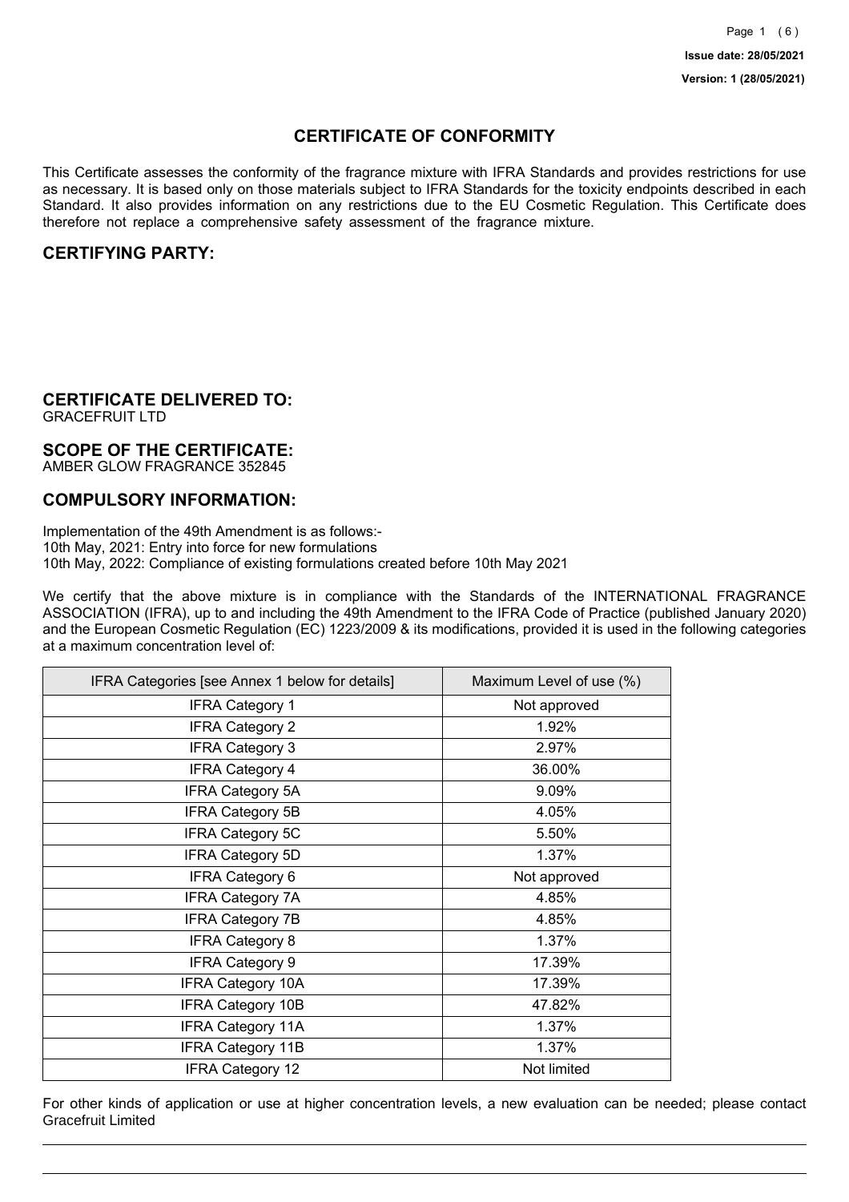**Issue date: 28/05/2021**

**Version: 1 (28/05/2021)**

# CERTIFICATE OF CONFORMITY

This Certificate assesses the conformity of the fragrance mixture with IFRA Standards and provides restrictions for use as necessary. It is based only on those materials subject to IFRA Standards for the toxicity endpoints described in each Standard. It also provides information on any restrictions due to the EU Cosmetic Regulation. This Certificate does therefore not replace a comprehensive safety assessment of the fragrance mixture.

## CERTIFYING PARTY:

## CERTIFICATE DELIVERED TO:

GRACEFRUIT LTD

## SCOPE OF THE CERTIFICATE:

AMBER GLOW FRAGRANCE 352845

## COMPULSORY INFORMATION:

Implementation of the 49th Amendment is as follows:-
10th May, 2021: Entry into force for new formulations
10th May, 2022: Compliance of existing formulations created before 10th May 2021

We certify that the above mixture is in compliance with the Standards of the INTERNATIONAL FRAGRANCE ASSOCIATION (IFRA), up to and including the 49th Amendment to the IFRA Code of Practice (published January 2020) and the European Cosmetic Regulation (EC) 1223/2009 & its modifications, provided it is used in the following categories at a maximum concentration level of:

| IFRA Categories [see Annex 1 below for details] | Maximum Level of use (%) |
|---|---|
| IFRA Category 1 | Not approved |
| IFRA Category 2 | 1.92% |
| IFRA Category 3 | 2.97% |
| IFRA Category 4 | 36.00% |
| IFRA Category 5A | 9.09% |
| IFRA Category 5B | 4.05% |
| IFRA Category 5C | 5.50% |
| IFRA Category 5D | 1.37% |
| IFRA Category 6 | Not approved |
| IFRA Category 7A | 4.85% |
| IFRA Category 7B | 4.85% |
| IFRA Category 8 | 1.37% |
| IFRA Category 9 | 17.39% |
| IFRA Category 10A | 17.39% |
| IFRA Category 10B | 47.82% |
| IFRA Category 11A | 1.37% |
| IFRA Category 11B | 1.37% |
| IFRA Category 12 | Not limited |

For other kinds of application or use at higher concentration levels, a new evaluation can be needed; please contact Gracefruit Limited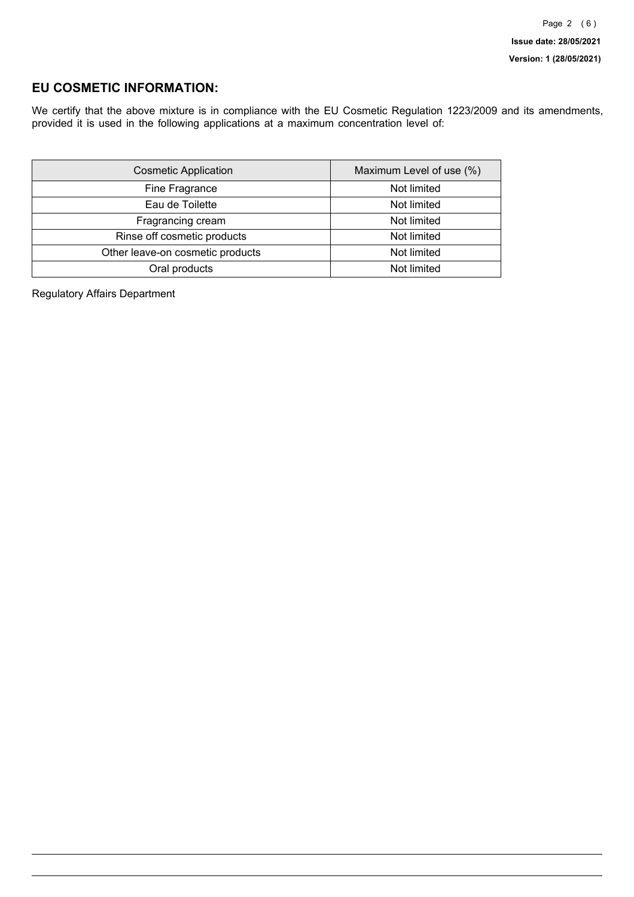## EU COSMETIC INFORMATION:

We certify that the above mixture is in compliance with the EU Cosmetic Regulation 1223/2009 and its amendments, provided it is used in the following applications at a maximum concentration level of:

| Cosmetic Application | Maximum Level of use (%) |
|---|---|
| Fine Fragrance | Not limited |
| Eau de Toilette | Not limited |
| Fragrancing cream | Not limited |
| Rinse off cosmetic products | Not limited |
| Other leave-on cosmetic products | Not limited |
| Oral products | Not limited |

Regulatory Affairs Department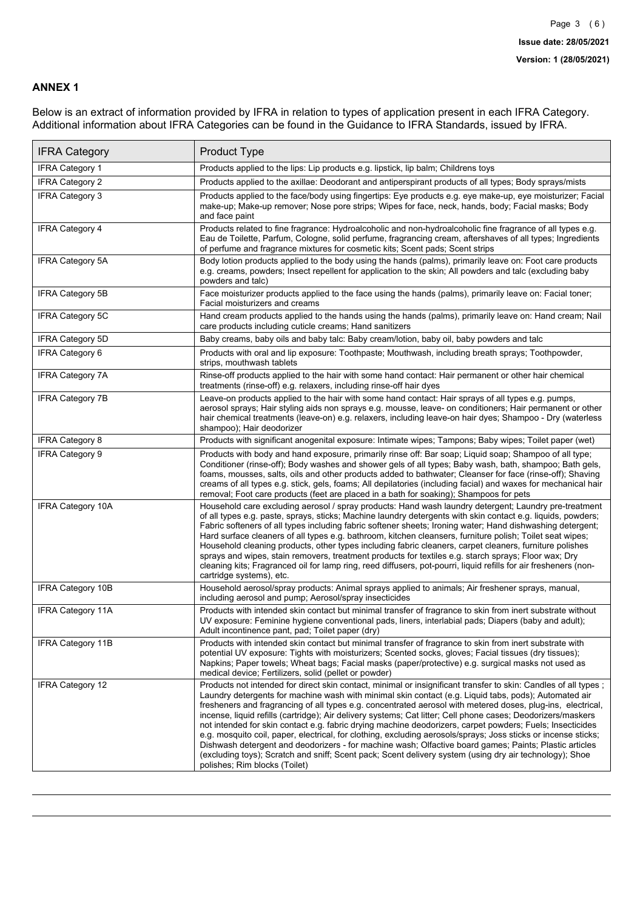## ANNEX 1

Below is an extract of information provided by IFRA in relation to types of application present in each IFRA Category. Additional information about IFRA Categories can be found in the Guidance to IFRA Standards, issued by IFRA.

| IFRA Category | Product Type |
|---|---|
| IFRA Category 1 | Products applied to the lips: Lip products e.g. lipstick, lip balm; Childrens toys |
| IFRA Category 2 | Products applied to the axillae: Deodorant and antiperspirant products of all types; Body sprays/mists |
| IFRA Category 3 | Products applied to the face/body using fingertips: Eye products e.g. eye make-up, eye moisturizer; Facial make-up; Make-up remover; Nose pore strips; Wipes for face, neck, hands, body; Facial masks; Body and face paint |
| IFRA Category 4 | Products related to fine fragrance: Hydroalcoholic and non-hydroalcoholic fine fragrance of all types e.g. Eau de Toilette, Parfum, Cologne, solid perfume, fragrancing cream, aftershaves of all types; Ingredients of perfume and fragrance mixtures for cosmetic kits; Scent pads; Scent strips |
| IFRA Category 5A | Body lotion products applied to the body using the hands (palms), primarily leave on: Foot care products e.g. creams, powders; Insect repellent for application to the skin; All powders and talc (excluding baby powders and talc) |
| IFRA Category 5B | Face moisturizer products applied to the face using the hands (palms), primarily leave on: Facial toner; Facial moisturizers and creams |
| IFRA Category 5C | Hand cream products applied to the hands using the hands (palms), primarily leave on: Hand cream; Nail care products including cuticle creams; Hand sanitizers |
| IFRA Category 5D | Baby creams, baby oils and baby talc: Baby cream/lotion, baby oil, baby powders and talc |
| IFRA Category 6 | Products with oral and lip exposure: Toothpaste; Mouthwash, including breath sprays; Toothpowder, strips, mouthwash tablets |
| IFRA Category 7A | Rinse-off products applied to the hair with some hand contact: Hair permanent or other hair chemical treatments (rinse-off) e.g. relaxers, including rinse-off hair dyes |
| IFRA Category 7B | Leave-on products applied to the hair with some hand contact: Hair sprays of all types e.g. pumps, aerosol sprays; Hair styling aids non sprays e.g. mousse, leave- on conditioners; Hair permanent or other hair chemical treatments (leave-on) e.g. relaxers, including leave-on hair dyes; Shampoo - Dry (waterless shampoo); Hair deodorizer |
| IFRA Category 8 | Products with significant anogenital exposure: Intimate wipes; Tampons; Baby wipes; Toilet paper (wet) |
| IFRA Category 9 | Products with body and hand exposure, primarily rinse off: Bar soap; Liquid soap; Shampoo of all type; Conditioner (rinse-off); Body washes and shower gels of all types; Baby wash, bath, shampoo; Bath gels, foams, mousses, salts, oils and other products added to bathwater; Cleanser for face (rinse-off); Shaving creams of all types e.g. stick, gels, foams; All depilatories (including facial) and waxes for mechanical hair removal; Foot care products (feet are placed in a bath for soaking); Shampoos for pets |
| IFRA Category 10A | Household care excluding aerosol / spray products: Hand wash laundry detergent; Laundry pre-treatment of all types e.g. paste, sprays, sticks; Machine laundry detergents with skin contact e.g. liquids, powders; Fabric softeners of all types including fabric softener sheets; Ironing water; Hand dishwashing detergent; Hard surface cleaners of all types e.g. bathroom, kitchen cleansers, furniture polish; Toilet seat wipes; Household cleaning products, other types including fabric cleaners, carpet cleaners, furniture polishes sprays and wipes, stain removers, treatment products for textiles e.g. starch sprays; Floor wax; Dry cleaning kits; Fragranced oil for lamp ring, reed diffusers, pot-pourri, liquid refills for air fresheners (non-cartridge systems), etc. |
| IFRA Category 10B | Household aerosol/spray products: Animal sprays applied to animals; Air freshener sprays, manual, including aerosol and pump; Aerosol/spray insecticides |
| IFRA Category 11A | Products with intended skin contact but minimal transfer of fragrance to skin from inert substrate without UV exposure: Feminine hygiene conventional pads, liners, interlabial pads; Diapers (baby and adult); Adult incontinence pant, pad; Toilet paper (dry) |
| IFRA Category 11B | Products with intended skin contact but minimal transfer of fragrance to skin from inert substrate with potential UV exposure: Tights with moisturizers; Scented socks, gloves; Facial tissues (dry tissues); Napkins; Paper towels; Wheat bags; Facial masks (paper/protective) e.g. surgical masks not used as medical device; Fertilizers, solid (pellet or powder) |
| IFRA Category 12 | Products not intended for direct skin contact, minimal or insignificant transfer to skin: Candles of all types ; Laundry detergents for machine wash with minimal skin contact (e.g. Liquid tabs, pods); Automated air fresheners and fragrancing of all types e.g. concentrated aerosol with metered doses, plug-ins, electrical, incense, liquid refills (cartridge); Air delivery systems; Cat litter; Cell phone cases; Deodorizers/maskers not intended for skin contact e.g. fabric drying machine deodorizers, carpet powders; Fuels; Insecticides e.g. mosquito coil, paper, electrical, for clothing, excluding aerosols/sprays; Joss sticks or incense sticks; Dishwash detergent and deodorizers - for machine wash; Olfactive board games; Paints; Plastic articles (excluding toys); Scratch and sniff; Scent pack; Scent delivery system (using dry air technology); Shoe polishes; Rim blocks (Toilet) |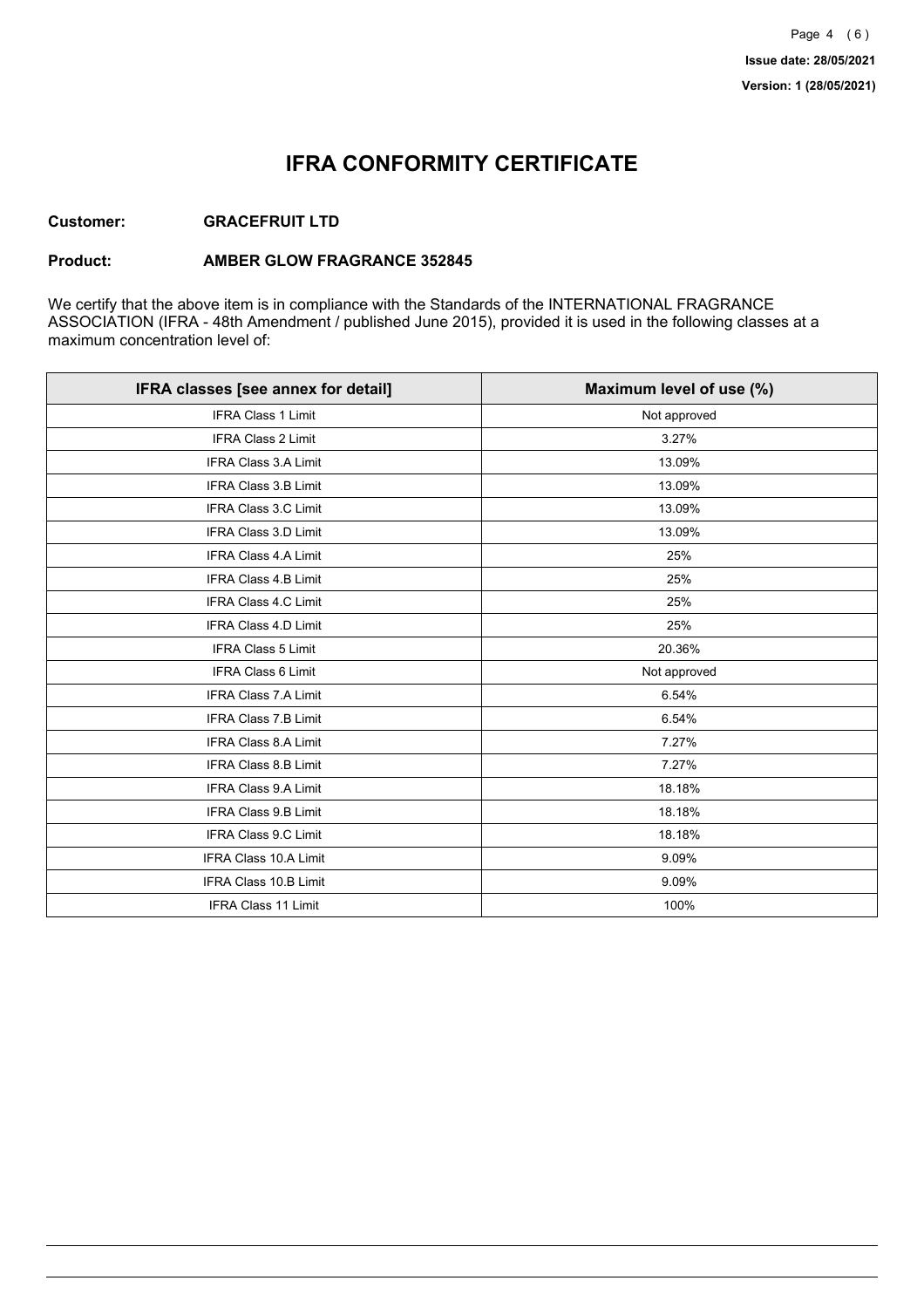# IFRA CONFORMITY CERTIFICATE

**Customer:** **GRACEFRUIT LTD**

**Product:** **AMBER GLOW FRAGRANCE 352845**

We certify that the above item is in compliance with the Standards of the INTERNATIONAL FRAGRANCE ASSOCIATION (IFRA - 48th Amendment / published June 2015), provided it is used in the following classes at a maximum concentration level of:

| IFRA classes [see annex for detail] | Maximum level of use (%) |
|---|---|
| IFRA Class 1 Limit | Not approved |
| IFRA Class 2 Limit | 3.27% |
| IFRA Class 3.A Limit | 13.09% |
| IFRA Class 3.B Limit | 13.09% |
| IFRA Class 3.C Limit | 13.09% |
| IFRA Class 3.D Limit | 13.09% |
| IFRA Class 4.A Limit | 25% |
| IFRA Class 4.B Limit | 25% |
| IFRA Class 4.C Limit | 25% |
| IFRA Class 4.D Limit | 25% |
| IFRA Class 5 Limit | 20.36% |
| IFRA Class 6 Limit | Not approved |
| IFRA Class 7.A Limit | 6.54% |
| IFRA Class 7.B Limit | 6.54% |
| IFRA Class 8.A Limit | 7.27% |
| IFRA Class 8.B Limit | 7.27% |
| IFRA Class 9.A Limit | 18.18% |
| IFRA Class 9.B Limit | 18.18% |
| IFRA Class 9.C Limit | 18.18% |
| IFRA Class 10.A Limit | 9.09% |
| IFRA Class 10.B Limit | 9.09% |
| IFRA Class 11 Limit | 100% |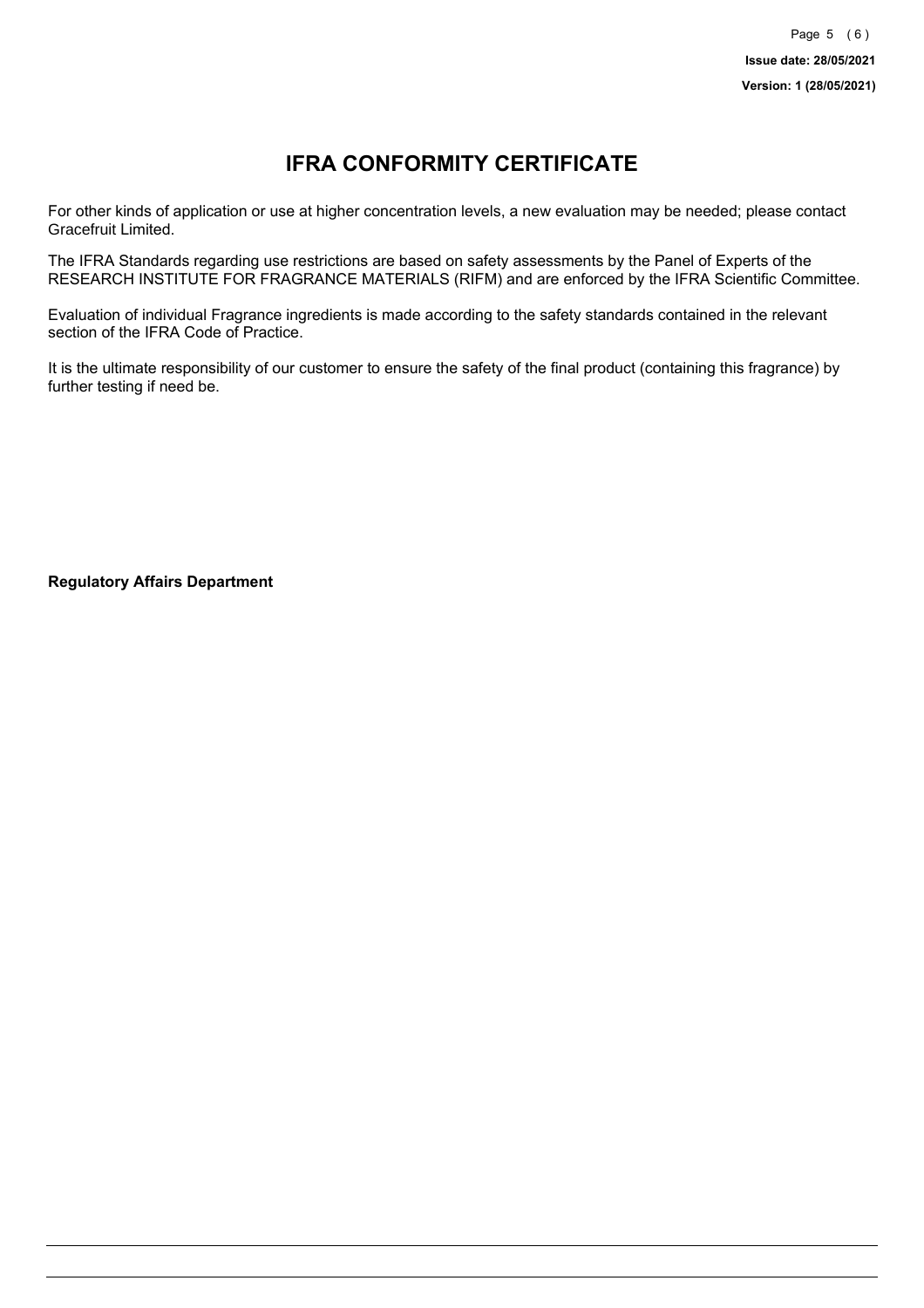# IFRA CONFORMITY CERTIFICATE

For other kinds of application or use at higher concentration levels, a new evaluation may be needed; please contact Gracefruit Limited.

The IFRA Standards regarding use restrictions are based on safety assessments by the Panel of Experts of the RESEARCH INSTITUTE FOR FRAGRANCE MATERIALS (RIFM) and are enforced by the IFRA Scientific Committee.

Evaluation of individual Fragrance ingredients is made according to the safety standards contained in the relevant section of the IFRA Code of Practice.

It is the ultimate responsibility of our customer to ensure the safety of the final product (containing this fragrance) by further testing if need be.

**Regulatory Affairs Department**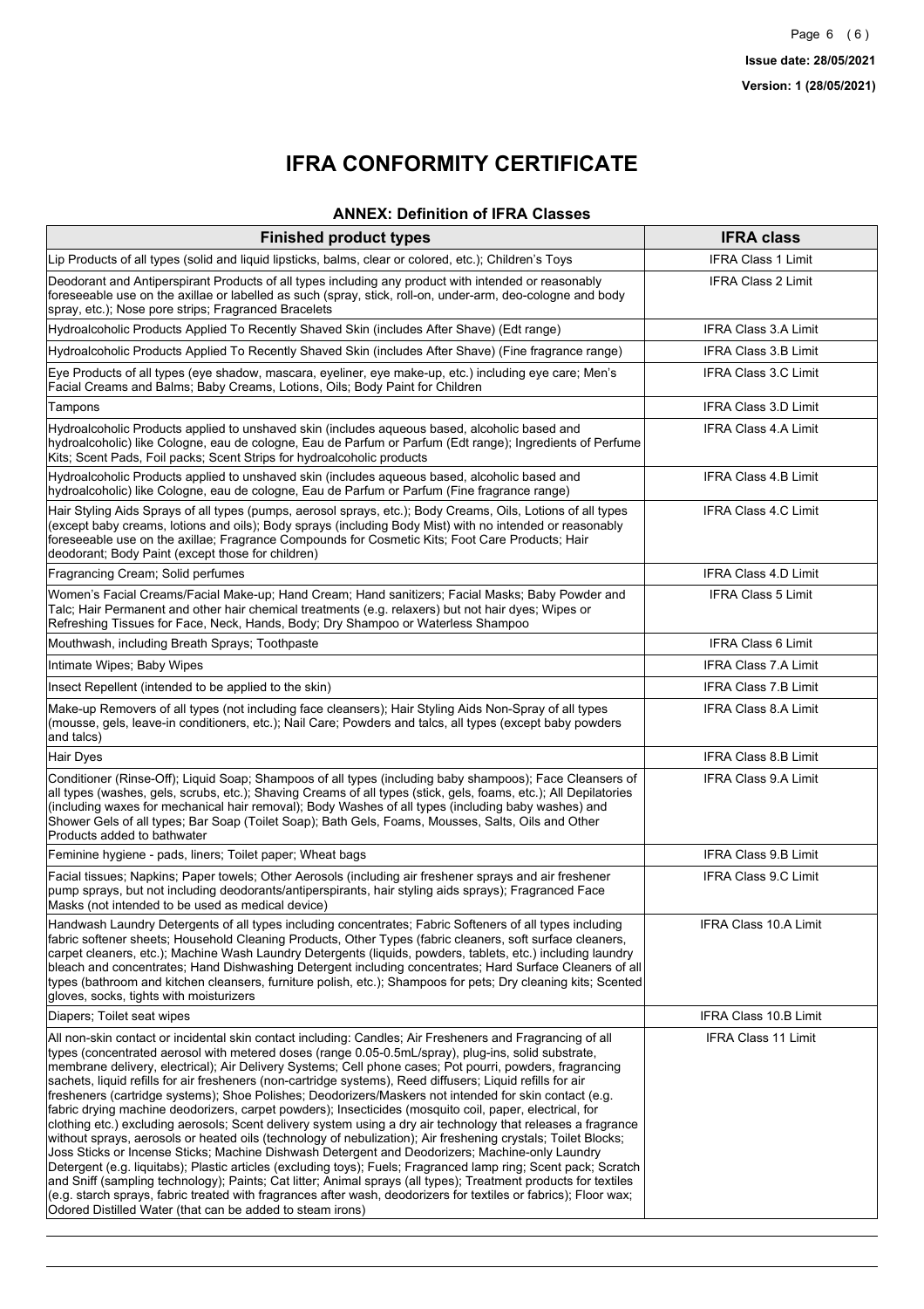Issue date: 28/05/2021

Version: 1 (28/05/2021)

# IFRA CONFORMITY CERTIFICATE

### ANNEX: Definition of IFRA Classes

| Finished product types | IFRA class |
| --- | --- |
| Lip Products of all types (solid and liquid lipsticks, balms, clear or colored, etc.); Children's Toys | IFRA Class 1 Limit |
| Deodorant and Antiperspirant Products of all types including any product with intended or reasonably foreseeable use on the axillae or labelled as such (spray, stick, roll-on, under-arm, deo-cologne and body spray, etc.); Nose pore strips; Fragranced Bracelets | IFRA Class 2 Limit |
| Hydroalcoholic Products Applied To Recently Shaved Skin (includes After Shave) (Edt range) | IFRA Class 3.A Limit |
| Hydroalcoholic Products Applied To Recently Shaved Skin (includes After Shave) (Fine fragrance range) | IFRA Class 3.B Limit |
| Eye Products of all types (eye shadow, mascara, eyeliner, eye make-up, etc.) including eye care; Men's Facial Creams and Balms; Baby Creams, Lotions, Oils; Body Paint for Children | IFRA Class 3.C Limit |
| Tampons | IFRA Class 3.D Limit |
| Hydroalcoholic Products applied to unshaved skin (includes aqueous based, alcoholic based and hydroalcoholic) like Cologne, eau de cologne, Eau de Parfum or Parfum (Edt range); Ingredients of Perfume Kits; Scent Pads, Foil packs; Scent Strips for hydroalcoholic products | IFRA Class 4.A Limit |
| Hydroalcoholic Products applied to unshaved skin (includes aqueous based, alcoholic based and hydroalcoholic) like Cologne, eau de cologne, Eau de Parfum or Parfum (Fine fragrance range) | IFRA Class 4.B Limit |
| Hair Styling Aids Sprays of all types (pumps, aerosol sprays, etc.); Body Creams, Oils, Lotions of all types (except baby creams, lotions and oils); Body sprays (including Body Mist) with no intended or reasonably foreseeable use on the axillae; Fragrance Compounds for Cosmetic Kits; Foot Care Products; Hair deodorant; Body Paint (except those for children) | IFRA Class 4.C Limit |
| Fragrancing Cream; Solid perfumes | IFRA Class 4.D Limit |
| Women's Facial Creams/Facial Make-up; Hand Cream; Hand sanitizers; Facial Masks; Baby Powder and Talc; Hair Permanent and other hair chemical treatments (e.g. relaxers) but not hair dyes; Wipes or Refreshing Tissues for Face, Neck, Hands, Body; Dry Shampoo or Waterless Shampoo | IFRA Class 5 Limit |
| Mouthwash, including Breath Sprays; Toothpaste | IFRA Class 6 Limit |
| Intimate Wipes; Baby Wipes | IFRA Class 7.A Limit |
| Insect Repellent (intended to be applied to the skin) | IFRA Class 7.B Limit |
| Make-up Removers of all types (not including face cleansers); Hair Styling Aids Non-Spray of all types (mousse, gels, leave-in conditioners, etc.); Nail Care; Powders and talcs, all types (except baby powders and talcs) | IFRA Class 8.A Limit |
| Hair Dyes | IFRA Class 8.B Limit |
| Conditioner (Rinse-Off); Liquid Soap; Shampoos of all types (including baby shampoos); Face Cleansers of all types (washes, gels, scrubs, etc.); Shaving Creams of all types (stick, gels, foams, etc.); All Depilatories (including waxes for mechanical hair removal); Body Washes of all types (including baby washes) and Shower Gels of all types; Bar Soap (Toilet Soap); Bath Gels, Foams, Mousses, Salts, Oils and Other Products added to bathwater | IFRA Class 9.A Limit |
| Feminine hygiene - pads, liners; Toilet paper; Wheat bags | IFRA Class 9.B Limit |
| Facial tissues; Napkins; Paper towels; Other Aerosols (including air freshener sprays and air freshener pump sprays, but not including deodorants/antiperspirants, hair styling aids sprays); Fragranced Face Masks (not intended to be used as medical device) | IFRA Class 9.C Limit |
| Handwash Laundry Detergents of all types including concentrates; Fabric Softeners of all types including fabric softener sheets; Household Cleaning Products, Other Types (fabric cleaners, soft surface cleaners, carpet cleaners, etc.); Machine Wash Laundry Detergents (liquids, powders, tablets, etc.) including laundry bleach and concentrates; Hand Dishwashing Detergent including concentrates; Hard Surface Cleaners of all types (bathroom and kitchen cleansers, furniture polish, etc.); Shampoos for pets; Dry cleaning kits; Scented gloves, socks, tights with moisturizers | IFRA Class 10.A Limit |
| Diapers; Toilet seat wipes | IFRA Class 10.B Limit |
| All non-skin contact or incidental skin contact including: Candles; Air Fresheners and Fragrancing of all types (concentrated aerosol with metered doses (range 0.05-0.5mL/spray), plug-ins, solid substrate, membrane delivery, electrical); Air Delivery Systems; Cell phone cases; Pot pourri, powders, fragrancing sachets, liquid refills for air fresheners (non-cartridge systems), Reed diffusers; Liquid refills for air fresheners (cartridge systems); Shoe Polishes; Deodorizers/Maskers not intended for skin contact (e.g. fabric drying machine deodorizers, carpet powders); Insecticides (mosquito coil, paper, electrical, for clothing etc.) excluding aerosols; Scent delivery system using a dry air technology that releases a fragrance without sprays, aerosols or heated oils (technology of nebulization); Air freshening crystals; Toilet Blocks; Joss Sticks or Incense Sticks; Machine Dishwash Detergent and Deodorizers; Machine-only Laundry Detergent (e.g. liquitabs); Plastic articles (excluding toys); Fuels; Fragranced lamp ring; Scent pack; Scratch and Sniff (sampling technology); Paints; Cat litter; Animal sprays (all types); Treatment products for textiles (e.g. starch sprays, fabric treated with fragrances after wash, deodorizers for textiles or fabrics); Floor wax; Odored Distilled Water (that can be added to steam irons) | IFRA Class 11 Limit |